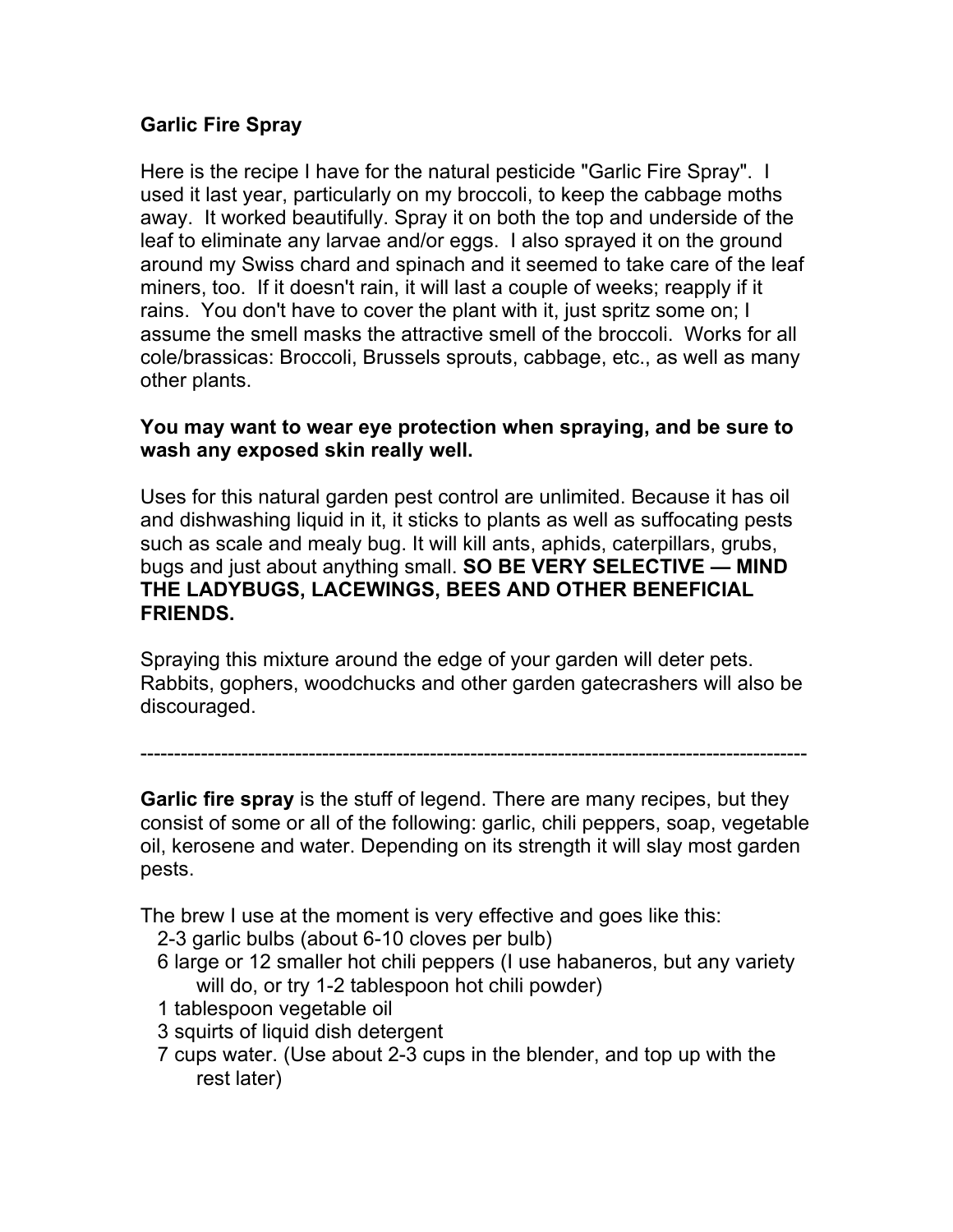**Garlic Fire Spray**

Here is the recipe I have for the natural pesticide "Garlic Fire Spray". I used it last year, particularly on my broccoli, to keep the cabbage moths away. It worked beautifully. Spray it on both the top and underside of the leaf to eliminate any larvae and/or eggs. I also sprayed it on the ground around my Swiss chard and spinach and it seemed to take care of the leaf miners, too. If it doesn't rain, it will last a couple of weeks; reapply if it rains. You don't have to cover the plant with it, just spritz some on; I assume the smell masks the attractive smell of the broccoli. Works for all cole/brassicas: Broccoli, Brussels sprouts, cabbage, etc., as well as many other plants.

**You may want to wear eye protection when spraying, and be sure to wash any exposed skin really well.**

Uses for this natural garden pest control are unlimited. Because it has oil and dishwashing liquid in it, it sticks to plants as well as suffocating pests such as scale and mealy bug. It will kill ants, aphids, caterpillars, grubs, bugs and just about anything small. **SO BE VERY SELECTIVE — MIND THE LADYBUGS, LACEWINGS, BEES AND OTHER BENEFICIAL FRIENDS.**

Spraying this mixture around the edge of your garden will deter pets. Rabbits, gophers, woodchucks and other garden gatecrashers will also be discouraged.

---

**Garlic fire spray** is the stuff of legend. There are many recipes, but they consist of some or all of the following: garlic, chili peppers, soap, vegetable oil, kerosene and water. Depending on its strength it will slay most garden pests.

The brew I use at the moment is very effective and goes like this:

- 2-3 garlic bulbs (about 6-10 cloves per bulb)
- 6 large or 12 smaller hot chili peppers (I use habaneros, but any variety will do, or try 1-2 tablespoon hot chili powder)
- 1 tablespoon vegetable oil
- 3 squirts of liquid dish detergent
- 7 cups water. (Use about 2-3 cups in the blender, and top up with the rest later)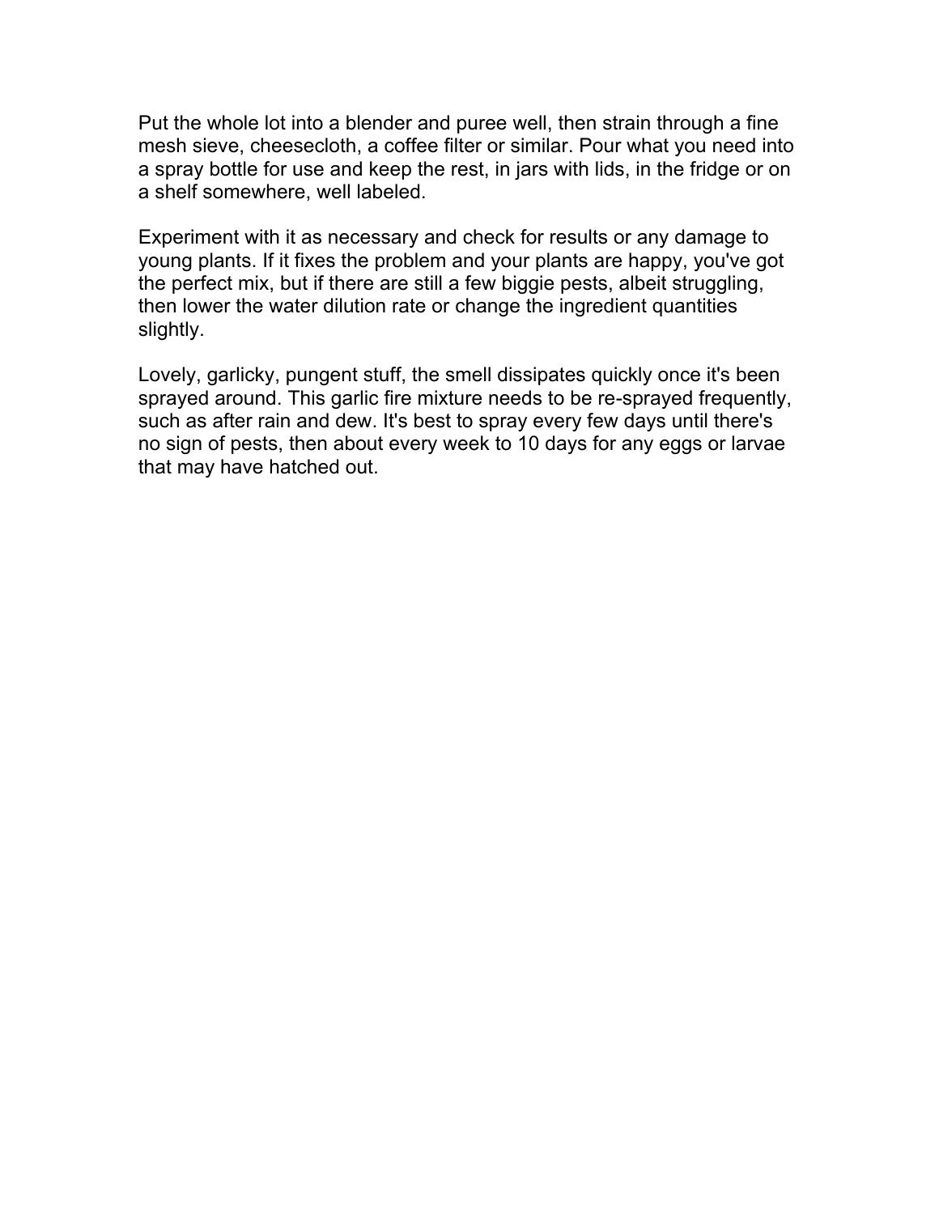Put the whole lot into a blender and puree well, then strain through a fine mesh sieve, cheesecloth, a coffee filter or similar. Pour what you need into a spray bottle for use and keep the rest, in jars with lids, in the fridge or on a shelf somewhere, well labeled.

Experiment with it as necessary and check for results or any damage to young plants. If it fixes the problem and your plants are happy, you've got the perfect mix, but if there are still a few biggie pests, albeit struggling, then lower the water dilution rate or change the ingredient quantities slightly.

Lovely, garlicky, pungent stuff, the smell dissipates quickly once it's been sprayed around. This garlic fire mixture needs to be re-sprayed frequently, such as after rain and dew. It's best to spray every few days until there's no sign of pests, then about every week to 10 days for any eggs or larvae that may have hatched out.